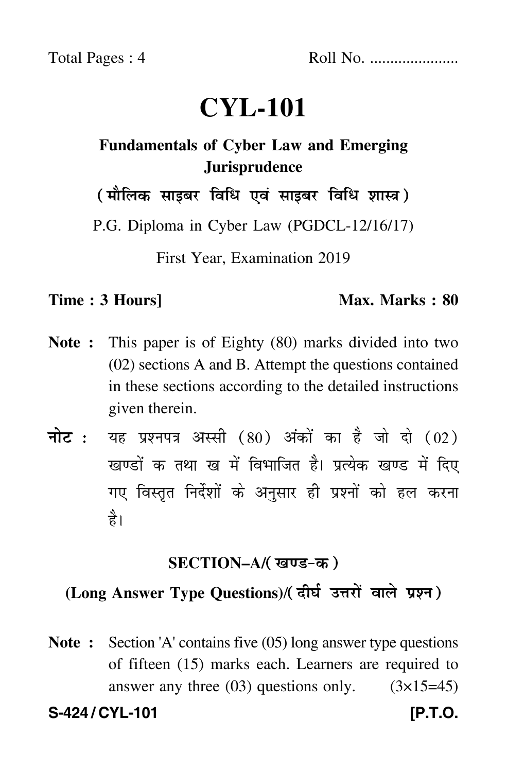Total Pages : 4 Roll No. .....................

# CYL-101

## Fundamentals of Cyber Law and Emerging Jurisprudence

**(मौलिक साइबर विधि एवं साइबर विधि शास्त्र)**

P.G. Diploma in Cyber Law (PGDCL-12/16/17)

First Year, Examination 2019

**Time : 3 Hours]** **Max. Marks : 80**

**Note :** This paper is of Eighty (80) marks divided into two (02) sections A and B. Attempt the questions contained in these sections according to the detailed instructions given therein.

**नोट :** यह प्रश्नपत्र अस्सी (80) अंकों का है जो दो (02) खण्डों क तथा ख में विभाजित है। प्रत्येक खण्ड में दिए गए विस्तृत निर्देशों के अनुसार ही प्रश्नों को हल करना है।

### SECTION–A/(खण्ड-क)

### (Long Answer Type Questions)/(दीर्घ उत्तरों वाले प्रश्न)

**Note :** Section 'A' contains five (05) long answer type questions of fifteen (15) marks each. Learners are required to answer any three (03) questions only. (3×15=45)

**S-424 / CYL-101** **[P.T.O.**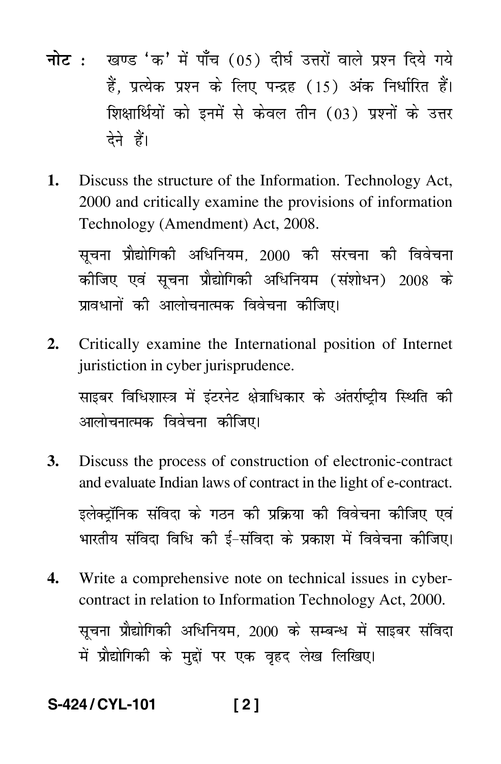**नोट :** खण्ड 'क' में पाँच (05) दीर्घ उत्तरों वाले प्रश्न दिये गये हैं, प्रत्येक प्रश्न के लिए पन्द्रह (15) अंक निर्धारित हैं। शिक्षार्थियों को इनमें से केवल तीन (03) प्रश्नों के उत्तर देने हैं।

**1.** Discuss the structure of the Information. Technology Act, 2000 and critically examine the provisions of information Technology (Amendment) Act, 2008.

सूचना प्रौद्योगिकी अधिनियम, 2000 की संरचना की विवेचना कीजिए एवं सूचना प्रौद्योगिकी अधिनियम (संशोधन) 2008 के प्रावधानों की आलोचनात्मक विवेचना कीजिए।

**2.** Critically examine the International position of Internet juristiction in cyber jurisprudence.

साइबर विधिशास्त्र में इंटरनेट क्षेत्राधिकार के अंतर्राष्ट्रीय स्थिति की आलोचनात्मक विवेचना कीजिए।

**3.** Discuss the process of construction of electronic-contract and evaluate Indian laws of contract in the light of e-contract.

इलेक्ट्रॉनिक संविदा के गठन की प्रक्रिया की विवेचना कीजिए एवं भारतीय संविदा विधि की ई-संविदा के प्रकाश में विवेचना कीजिए।

**4.** Write a comprehensive note on technical issues in cyber-contract in relation to Information Technology Act, 2000.

सूचना प्रौद्योगिकी अधिनियम, 2000 के सम्बन्ध में साइबर संविदा में प्रौद्योगिकी के मुद्दों पर एक वृहद लेख लिखिए।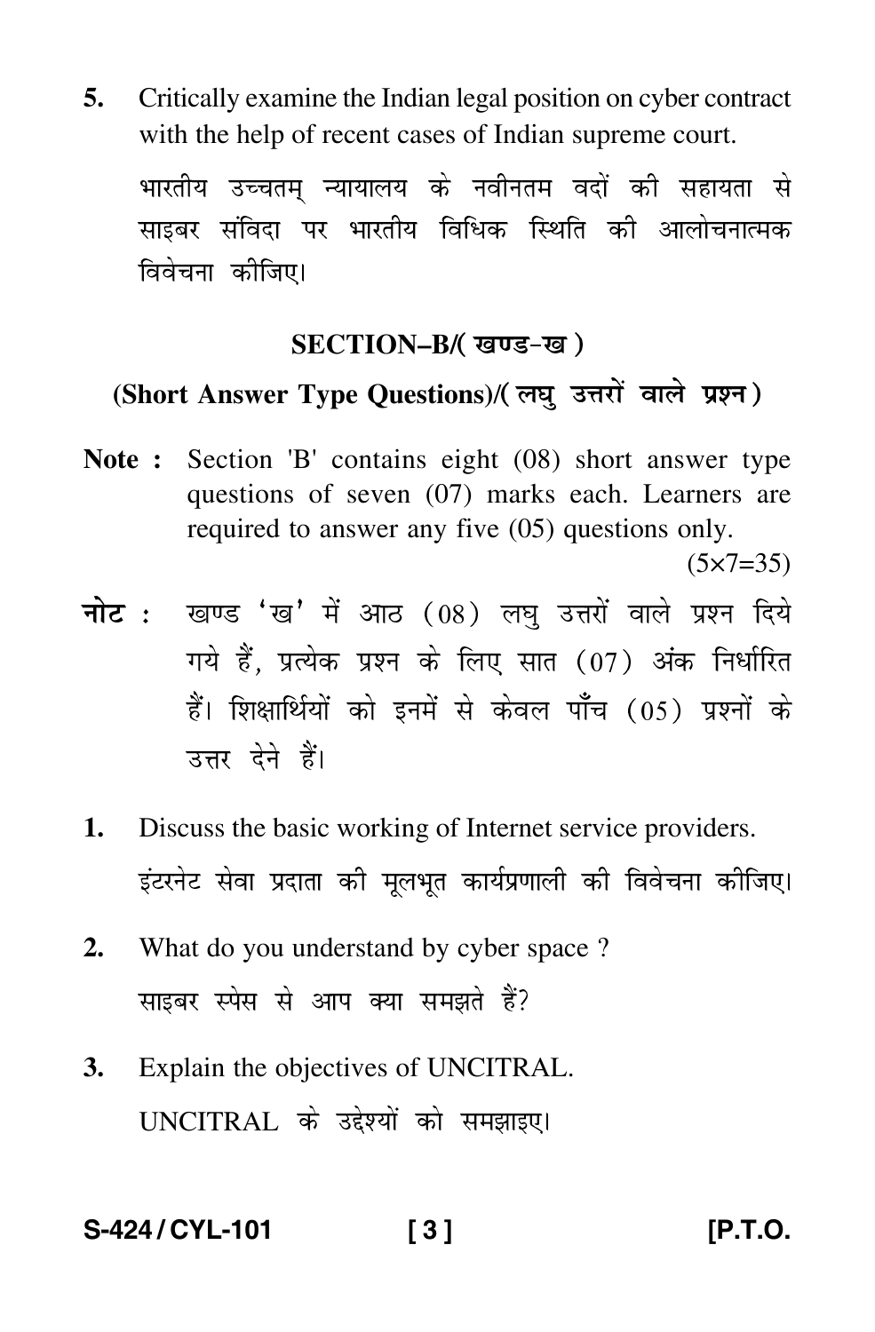5. Critically examine the Indian legal position on cyber contract with the help of recent cases of Indian supreme court.

   भारतीय उच्चतम् न्यायालय के नवीनतम वदों की सहायता से साइबर संविदा पर भारतीय विधिक स्थिति की आलोचनात्मक विवेचना कीजिए।

## SECTION–B/( खण्ड-ख )

### (Short Answer Type Questions)/( लघु उत्तरों वाले प्रश्न )

**Note :** Section 'B' contains eight (08) short answer type questions of seven (07) marks each. Learners are required to answer any five (05) questions only.

(5×7=35)

**नोट :** खण्ड 'ख' में आठ (08) लघु उत्तरों वाले प्रश्न दिये गये हैं, प्रत्येक प्रश्न के लिए सात (07) अंक निर्धारित हैं। शिक्षार्थियों को इनमें से केवल पाँच (05) प्रश्नों के उत्तर देने हैं।

1. Discuss the basic working of Internet service providers.

   इंटरनेट सेवा प्रदाता की मूलभूत कार्यप्रणाली की विवेचना कीजिए।

2. What do you understand by cyber space ?

   साइबर स्पेस से आप क्या समझते हैं?

3. Explain the objectives of UNCITRAL.

   UNCITRAL के उद्देश्यों को समझाइए।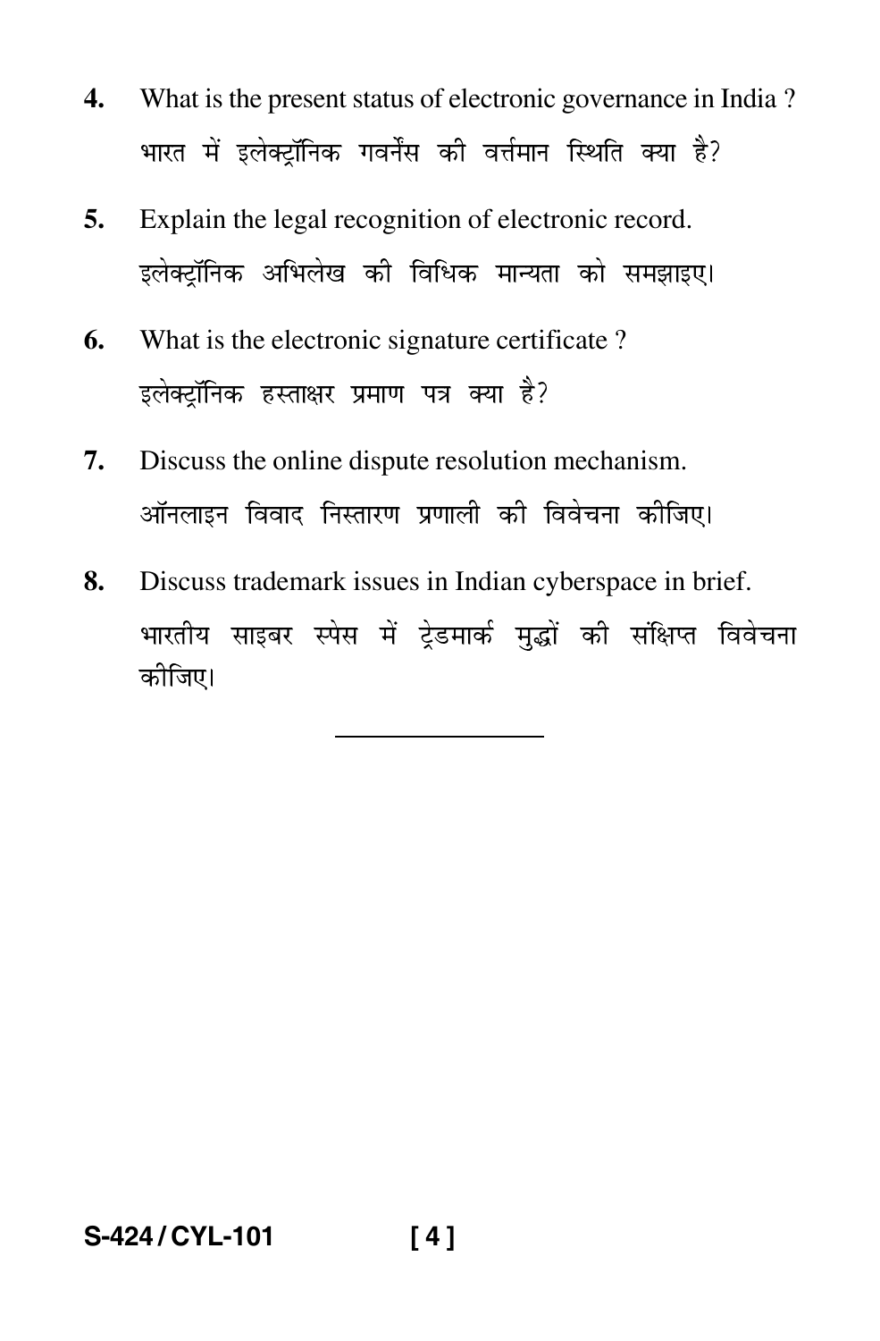**4.** What is the present status of electronic governance in India ?
भारत में इलेक्ट्रॉनिक गवर्नेंस की वर्त्तमान स्थिति क्या है?

**5.** Explain the legal recognition of electronic record.
इलेक्ट्रॉनिक अभिलेख की विधिक मान्यता को समझाइए।

**6.** What is the electronic signature certificate ?
इलेक्ट्रॉनिक हस्ताक्षर प्रमाण पत्र क्या है?

**7.** Discuss the online dispute resolution mechanism.
ऑनलाइन विवाद निस्तारण प्रणाली की विवेचना कीजिए।

**8.** Discuss trademark issues in Indian cyberspace in brief.
भारतीय साइबर स्पेस में ट्रेडमार्क मुद्धों की संक्षिप्त विवेचना कीजिए।

---

**S-424 / CYL-101**